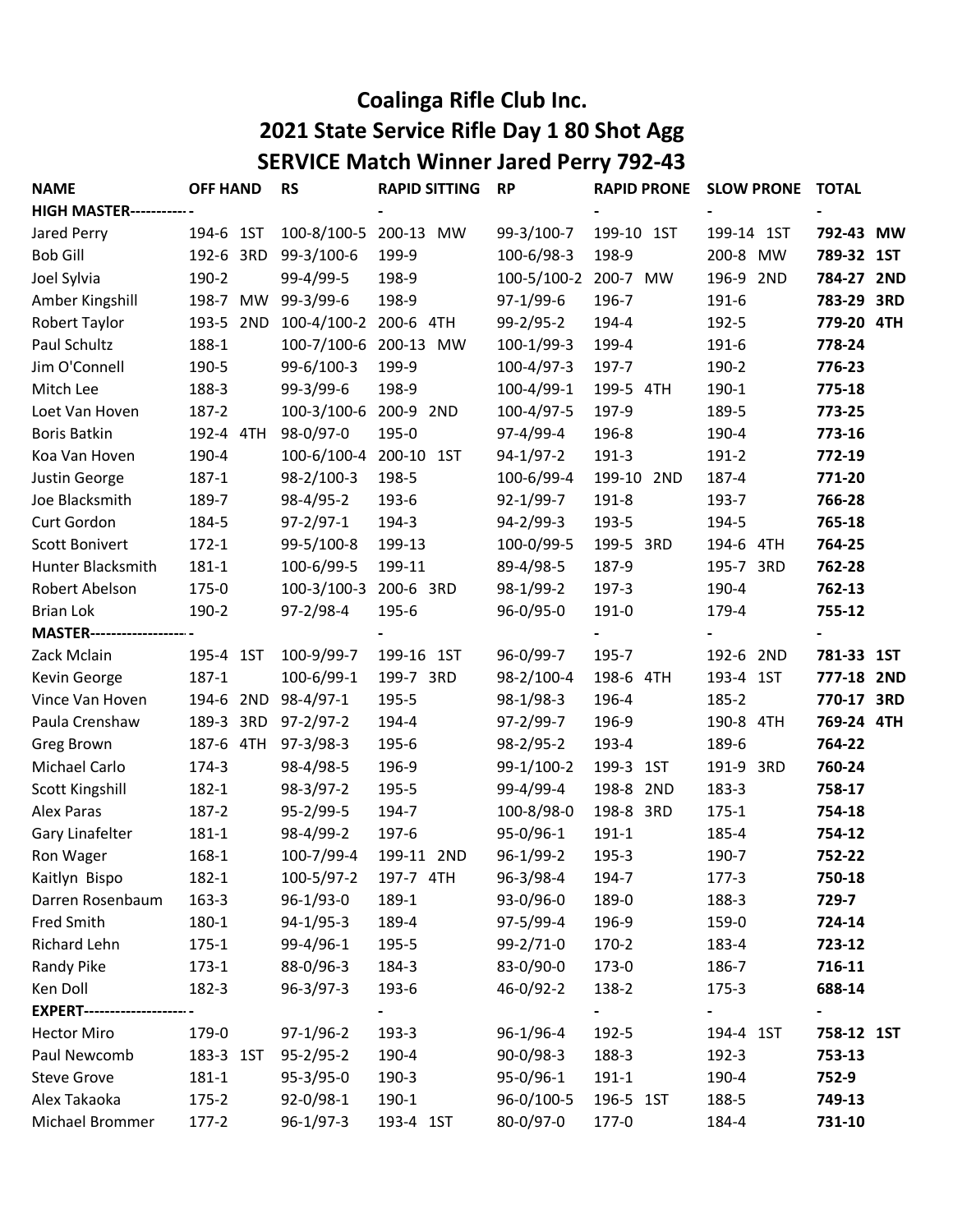# Coalinga Rifle Club Inc.

## 2021 State Service Rifle Day 1 80 Shot Agg

## SERVICE Match Winner Jared Perry 792-43

| NAME | OFF HAND | RS | RAPID SITTING | RP | RAPID PRONE | SLOW PRONE | TOTAL |
|---|---|---|---|---|---|---|---|
| **HIGH MASTER-----------** | - | | - | | - | - | - |
| Jared Perry | 194-6 1ST | 100-8/100-5 | 200-13 MW | 99-3/100-7 | 199-10 1ST | 199-14 1ST | **792-43 MW** |
| Bob Gill | 192-6 3RD | 99-3/100-6 | 199-9 | 100-6/98-3 | 198-9 | 200-8 MW | **789-32 1ST** |
| Joel Sylvia | 190-2 | 99-4/99-5 | 198-9 | 100-5/100-2 | 200-7 MW | 196-9 2ND | **784-27 2ND** |
| Amber Kingshill | 198-7 MW | 99-3/99-6 | 198-9 | 97-1/99-6 | 196-7 | 191-6 | **783-29 3RD** |
| Robert Taylor | 193-5 2ND | 100-4/100-2 | 200-6 4TH | 99-2/95-2 | 194-4 | 192-5 | **779-20 4TH** |
| Paul Schultz | 188-1 | 100-7/100-6 | 200-13 MW | 100-1/99-3 | 199-4 | 191-6 | **778-24** |
| Jim O'Connell | 190-5 | 99-6/100-3 | 199-9 | 100-4/97-3 | 197-7 | 190-2 | **776-23** |
| Mitch Lee | 188-3 | 99-3/99-6 | 198-9 | 100-4/99-1 | 199-5 4TH | 190-1 | **775-18** |
| Loet Van Hoven | 187-2 | 100-3/100-6 | 200-9 2ND | 100-4/97-5 | 197-9 | 189-5 | **773-25** |
| Boris Batkin | 192-4 4TH | 98-0/97-0 | 195-0 | 97-4/99-4 | 196-8 | 190-4 | **773-16** |
| Koa Van Hoven | 190-4 | 100-6/100-4 | 200-10 1ST | 94-1/97-2 | 191-3 | 191-2 | **772-19** |
| Justin George | 187-1 | 98-2/100-3 | 198-5 | 100-6/99-4 | 199-10 2ND | 187-4 | **771-20** |
| Joe Blacksmith | 189-7 | 98-4/95-2 | 193-6 | 92-1/99-7 | 191-8 | 193-7 | **766-28** |
| Curt Gordon | 184-5 | 97-2/97-1 | 194-3 | 94-2/99-3 | 193-5 | 194-5 | **765-18** |
| Scott Bonivert | 172-1 | 99-5/100-8 | 199-13 | 100-0/99-5 | 199-5 3RD | 194-6 4TH | **764-25** |
| Hunter Blacksmith | 181-1 | 100-6/99-5 | 199-11 | 89-4/98-5 | 187-9 | 195-7 3RD | **762-28** |
| Robert Abelson | 175-0 | 100-3/100-3 | 200-6 3RD | 98-1/99-2 | 197-3 | 190-4 | **762-13** |
| Brian Lok | 190-2 | 97-2/98-4 | 195-6 | 96-0/95-0 | 191-0 | 179-4 | **755-12** |
| **MASTER-------------------** | - | | - | | - | - | - |
| Zack Mclain | 195-4 1ST | 100-9/99-7 | 199-16 1ST | 96-0/99-7 | 195-7 | 192-6 2ND | **781-33 1ST** |
| Kevin George | 187-1 | 100-6/99-1 | 199-7 3RD | 98-2/100-4 | 198-6 4TH | 193-4 1ST | **777-18 2ND** |
| Vince Van Hoven | 194-6 2ND | 98-4/97-1 | 195-5 | 98-1/98-3 | 196-4 | 185-2 | **770-17 3RD** |
| Paula Crenshaw | 189-3 3RD | 97-2/97-2 | 194-4 | 97-2/99-7 | 196-9 | 190-8 4TH | **769-24 4TH** |
| Greg Brown | 187-6 4TH | 97-3/98-3 | 195-6 | 98-2/95-2 | 193-4 | 189-6 | **764-22** |
| Michael Carlo | 174-3 | 98-4/98-5 | 196-9 | 99-1/100-2 | 199-3 1ST | 191-9 3RD | **760-24** |
| Scott Kingshill | 182-1 | 98-3/97-2 | 195-5 | 99-4/99-4 | 198-8 2ND | 183-3 | **758-17** |
| Alex Paras | 187-2 | 95-2/99-5 | 194-7 | 100-8/98-0 | 198-8 3RD | 175-1 | **754-18** |
| Gary Linafelter | 181-1 | 98-4/99-2 | 197-6 | 95-0/96-1 | 191-1 | 185-4 | **754-12** |
| Ron Wager | 168-1 | 100-7/99-4 | 199-11 2ND | 96-1/99-2 | 195-3 | 190-7 | **752-22** |
| Kaitlyn Bispo | 182-1 | 100-5/97-2 | 197-7 4TH | 96-3/98-4 | 194-7 | 177-3 | **750-18** |
| Darren Rosenbaum | 163-3 | 96-1/93-0 | 189-1 | 93-0/96-0 | 189-0 | 188-3 | **729-7** |
| Fred Smith | 180-1 | 94-1/95-3 | 189-4 | 97-5/99-4 | 196-9 | 159-0 | **724-14** |
| Richard Lehn | 175-1 | 99-4/96-1 | 195-5 | 99-2/71-0 | 170-2 | 183-4 | **723-12** |
| Randy Pike | 173-1 | 88-0/96-3 | 184-3 | 83-0/90-0 | 173-0 | 186-7 | **716-11** |
| Ken Doll | 182-3 | 96-3/97-3 | 193-6 | 46-0/92-2 | 138-2 | 175-3 | **688-14** |
| **EXPERT--------------------** | - | | - | | - | - | - |
| Hector Miro | 179-0 | 97-1/96-2 | 193-3 | 96-1/96-4 | 192-5 | 194-4 1ST | **758-12 1ST** |
| Paul Newcomb | 183-3 1ST | 95-2/95-2 | 190-4 | 90-0/98-3 | 188-3 | 192-3 | **753-13** |
| Steve Grove | 181-1 | 95-3/95-0 | 190-3 | 95-0/96-1 | 191-1 | 190-4 | **752-9** |
| Alex Takaoka | 175-2 | 92-0/98-1 | 190-1 | 96-0/100-5 | 196-5 1ST | 188-5 | **749-13** |
| Michael Brommer | 177-2 | 96-1/97-3 | 193-4 1ST | 80-0/97-0 | 177-0 | 184-4 | **731-10** |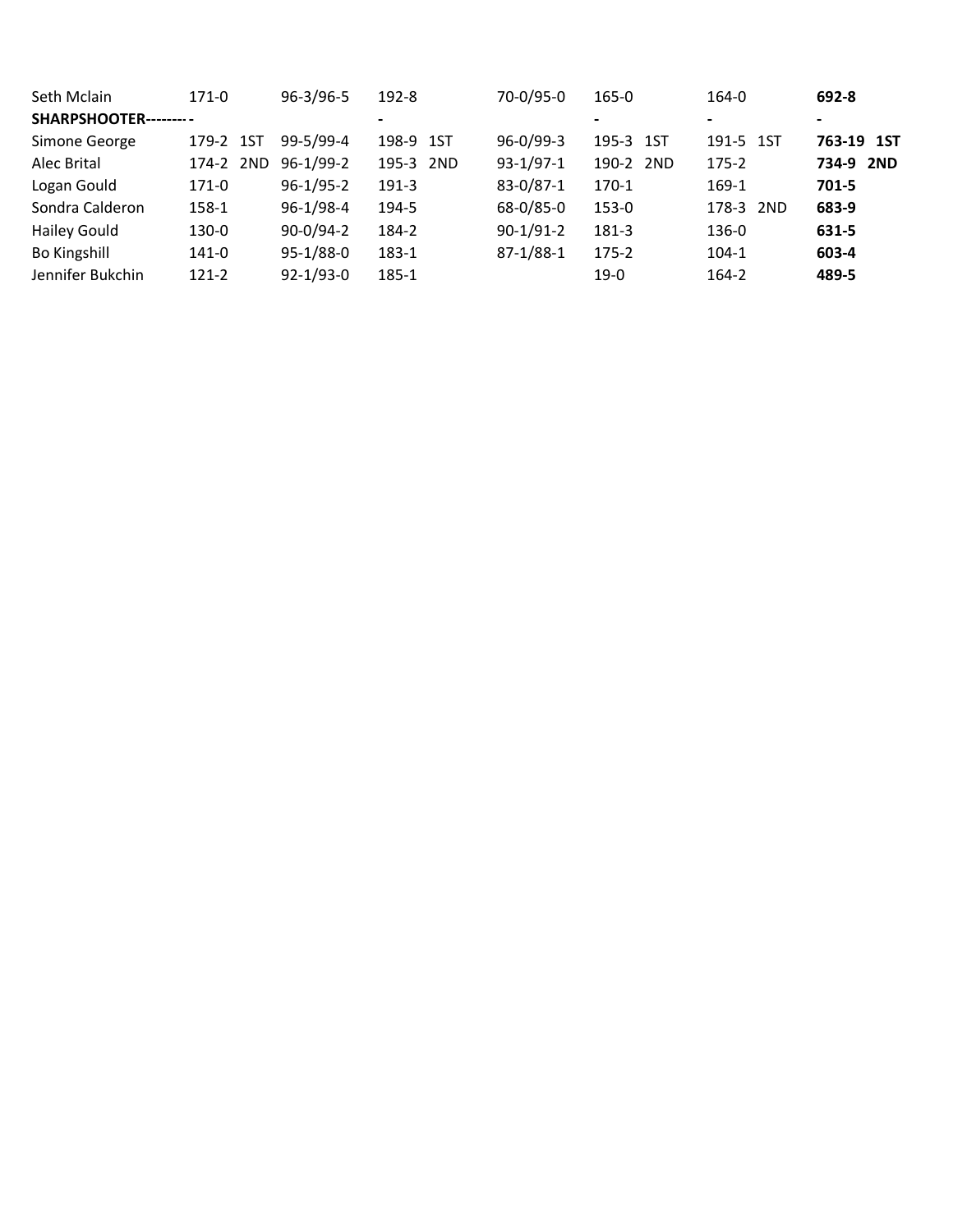| | | | | | | | |
|---|---|---|---|---|---|---|---|
| Seth Mclain | 171-0 | 96-3/96-5 | 192-8 | 70-0/95-0 | 165-0 | 164-0 | **692-8** |
| **SHARPSHOOTER--------** | - | | - | | - | - | - |
| Simone George | 179-2 1ST | 99-5/99-4 | 198-9 1ST | 96-0/99-3 | 195-3 1ST | 191-5 1ST | **763-19 1ST** |
| Alec Brital | 174-2 2ND | 96-1/99-2 | 195-3 2ND | 93-1/97-1 | 190-2 2ND | 175-2 | **734-9 2ND** |
| Logan Gould | 171-0 | 96-1/95-2 | 191-3 | 83-0/87-1 | 170-1 | 169-1 | **701-5** |
| Sondra Calderon | 158-1 | 96-1/98-4 | 194-5 | 68-0/85-0 | 153-0 | 178-3 2ND | **683-9** |
| Hailey Gould | 130-0 | 90-0/94-2 | 184-2 | 90-1/91-2 | 181-3 | 136-0 | **631-5** |
| Bo Kingshill | 141-0 | 95-1/88-0 | 183-1 | 87-1/88-1 | 175-2 | 104-1 | **603-4** |
| Jennifer Bukchin | 121-2 | 92-1/93-0 | 185-1 | | 19-0 | 164-2 | **489-5** |